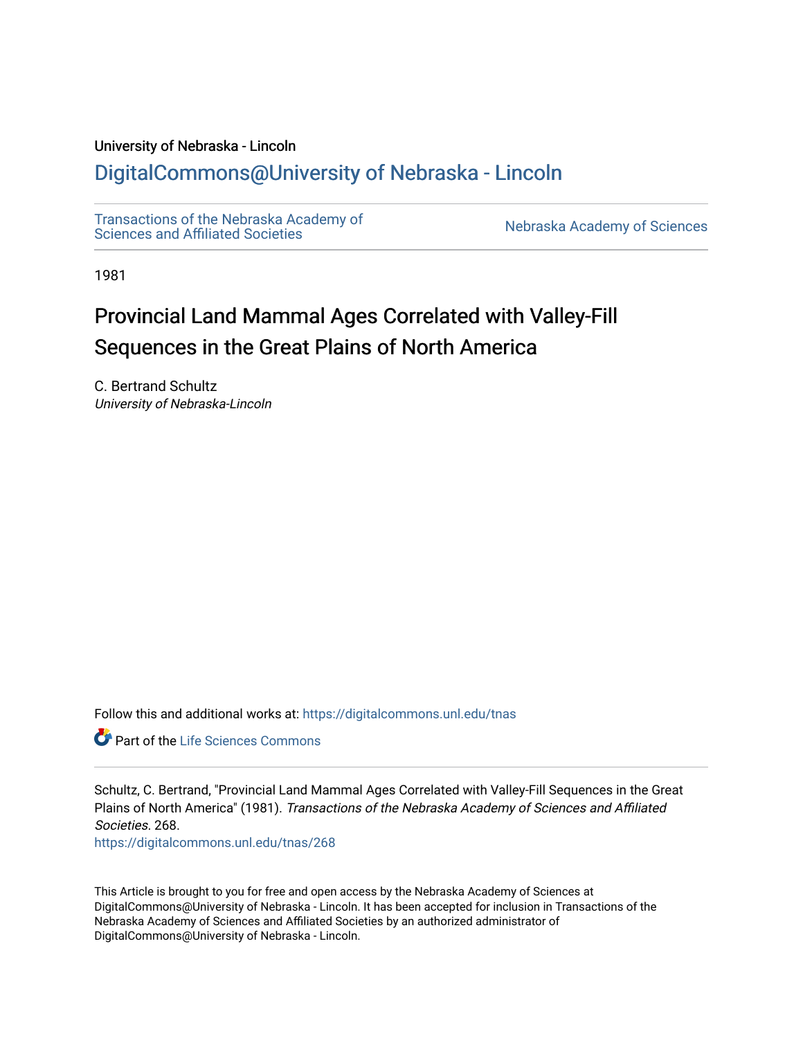University of Nebraska - Lincoln

## DigitalCommons@University of Nebraska - Lincoln

Transactions of the Nebraska Academy of Sciences and Affiliated Societies

Nebraska Academy of Sciences

1981

# Provincial Land Mammal Ages Correlated with Valley-Fill Sequences in the Great Plains of North America

C. Bertrand Schultz
*University of Nebraska-Lincoln*

Follow this and additional works at: https://digitalcommons.unl.edu/tnas

Part of the Life Sciences Commons

Schultz, C. Bertrand, "Provincial Land Mammal Ages Correlated with Valley-Fill Sequences in the Great Plains of North America" (1981). *Transactions of the Nebraska Academy of Sciences and Affiliated Societies*. 268.
https://digitalcommons.unl.edu/tnas/268

This Article is brought to you for free and open access by the Nebraska Academy of Sciences at DigitalCommons@University of Nebraska - Lincoln. It has been accepted for inclusion in Transactions of the Nebraska Academy of Sciences and Affiliated Societies by an authorized administrator of DigitalCommons@University of Nebraska - Lincoln.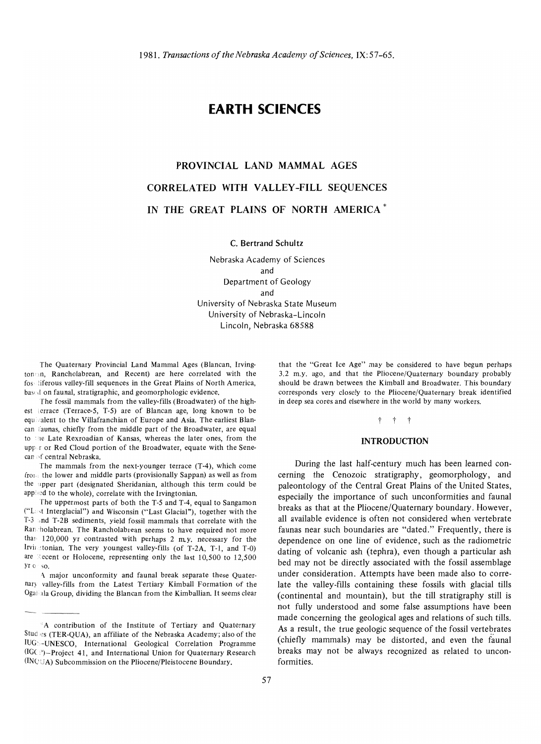# EARTH SCIENCES

## PROVINCIAL LAND MAMMAL AGES CORRELATED WITH VALLEY-FILL SEQUENCES IN THE GREAT PLAINS OF NORTH AMERICA*

C. Bertrand Schultz

Nebraska Academy of Sciences
and
Department of Geology
and
University of Nebraska State Museum
University of Nebraska–Lincoln
Lincoln, Nebraska 68588

The Quaternary Provincial Land Mammal Ages (Blancan, Irvingtonian, Rancholabrean, and Recent) are here correlated with the fossiliferous valley-fill sequences in the Great Plains of North America, based on faunal, stratigraphic, and geomorphologic evidence.

The fossil mammals from the valley-fills (Broadwater) of the highest terrace (Terrace-5, T-5) are of Blancan age, long known to be equivalent to the Villafranchian of Europe and Asia. The earliest Blancan faunas, chiefly from the middle part of the Broadwater, are equal to the Late Rexroadian of Kansas, whereas the later ones, from the upper or Red Cloud portion of the Broadwater, equate with the Senecan of central Nebraska.

The mammals from the next-younger terrace (T-4), which come from the lower and middle parts (provisionally Sappan) as well as from the upper part (designated Sheridanian, although this term could be applied to the whole), correlate with the Irvingtonian.

The uppermost parts of both the T-5 and T-4, equal to Sangamon ("Last Interglacial") and Wisconsin ("Last Glacial"), together with the T-3 and T-2B sediments, yield fossil mammals that correlate with the Rancholabrean. The Rancholabrean seems to have required not more than 120,000 yr contrasted with perhaps 2 m.y. necessary for the Irvingtonian. The very youngest valley-fills (of T-2A, T-1, and T-0) are Recent or Holocene, representing only the last 10,500 to 12,500 yr or so.

A major unconformity and faunal break separate these Quaternary valley-fills from the Latest Tertiary Kimball Formation of the Ogallala Group, dividing the Blancan from the Kimballian. It seems clear that the "Great Ice Age" may be considered to have begun perhaps 3.2 m.y. ago, and that the Pliocene/Quaternary boundary probably should be drawn between the Kimball and Broadwater. This boundary corresponds very closely to the Pliocene/Quaternary break identified in deep sea cores and elsewhere in the world by many workers.

† † †

### INTRODUCTION

During the last half-century much has been learned concerning the Cenozoic stratigraphy, geomorphology, and paleontology of the Central Great Plains of the United States, especially the importance of such unconformities and faunal breaks as that at the Pliocene/Quaternary boundary. However, all available evidence is often not considered when vertebrate faunas near such boundaries are "dated." Frequently, there is dependence on one line of evidence, such as the radiometric dating of volcanic ash (tephra), even though a particular ash bed may not be directly associated with the fossil assemblage under consideration. Attempts have been made also to correlate the valley-fills containing these fossils with glacial tills (continental and mountain), but the till stratigraphy still is not fully understood and some false assumptions have been made concerning the geological ages and relations of such tills. As a result, the true geologic sequence of the fossil vertebrates (chiefly mammals) may be distorted, and even the faunal breaks may not be always recognized as related to unconformities.

*A contribution of the Institute of Tertiary and Quaternary Studies (TER-QUA), an affiliate of the Nebraska Academy; also of the IUGS-UNESCO, International Geological Correlation Programme (IGCP)–Project 41, and International Union for Quaternary Research (INQUA) Subcommission on the Pliocene/Pleistocene Boundary.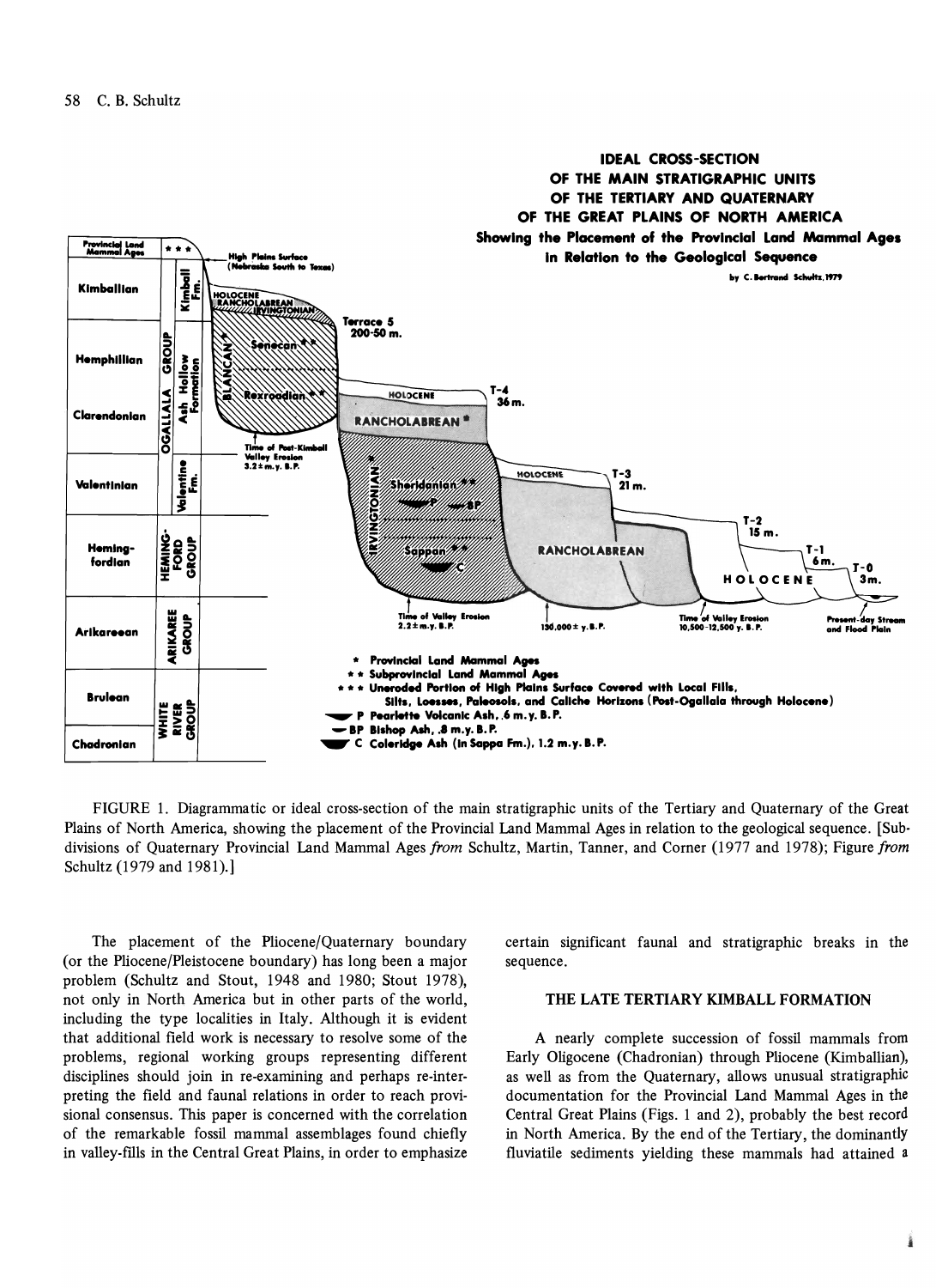FIGURE 1. Diagrammatic or ideal cross-section of the main stratigraphic units of the Tertiary and Quaternary of the Great Plains of North America, showing the placement of the Provincial Land Mammal Ages in relation to the geological sequence. [Subdivisions of Quaternary Provincial Land Mammal Ages *from* Schultz, Martin, Tanner, and Corner (1977 and 1978); Figure *from* Schultz (1979 and 1981).]

The placement of the Pliocene/Quaternary boundary (or the Pliocene/Pleistocene boundary) has long been a major problem (Schultz and Stout, 1948 and 1980; Stout 1978), not only in North America but in other parts of the world, including the type localities in Italy. Although it is evident that additional field work is necessary to resolve some of the problems, regional working groups representing different disciplines should join in re-examining and perhaps re-interpreting the field and faunal relations in order to reach provisional consensus. This paper is concerned with the correlation of the remarkable fossil mammal assemblages found chiefly in valley-fills in the Central Great Plains, in order to emphasize certain significant faunal and stratigraphic breaks in the sequence.

## THE LATE TERTIARY KIMBALL FORMATION

A nearly complete succession of fossil mammals from Early Oligocene (Chadronian) through Pliocene (Kimballian), as well as from the Quaternary, allows unusual stratigraphic documentation for the Provincial Land Mammal Ages in the Central Great Plains (Figs. 1 and 2), probably the best record in North America. By the end of the Tertiary, the dominantly fluviatile sediments yielding these mammals had attained a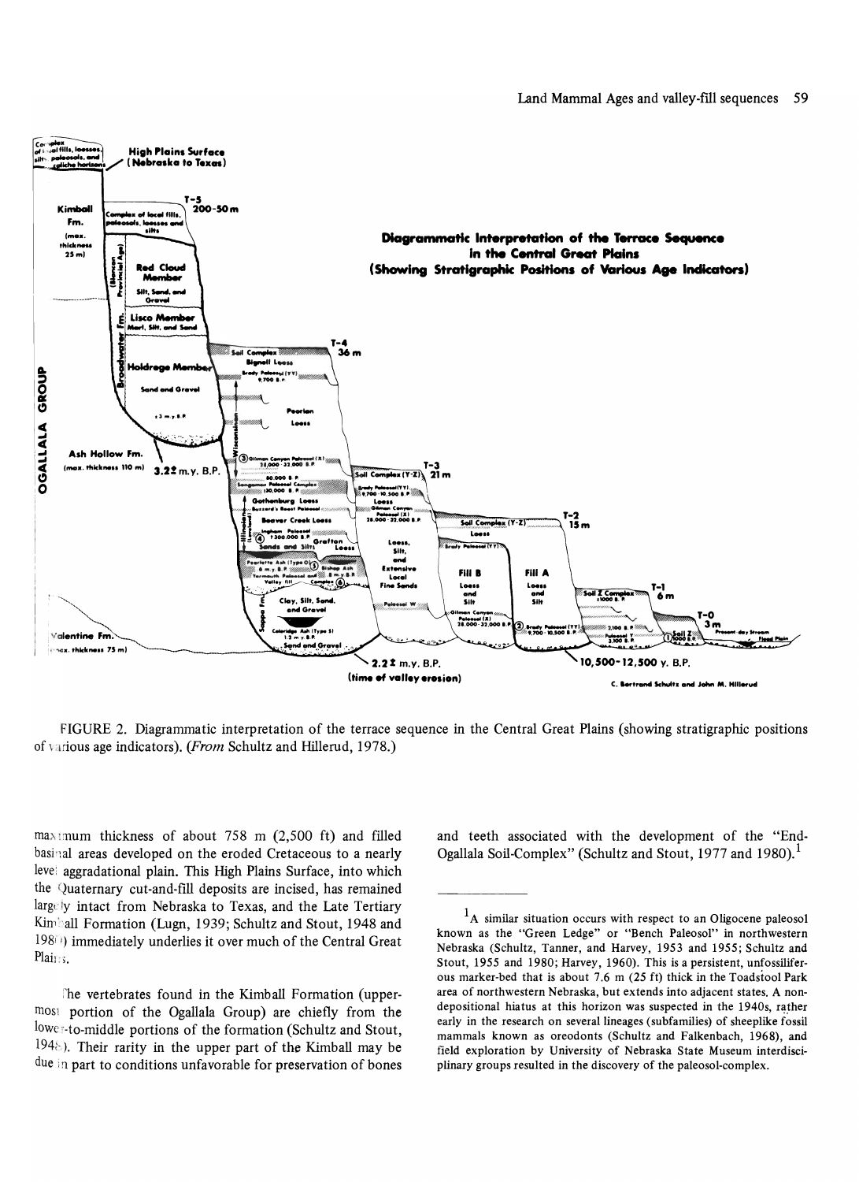FIGURE 2. Diagrammatic interpretation of the terrace sequence in the Central Great Plains (showing stratigraphic positions of various age indicators). (*From* Schultz and Hillerud, 1978.)

maximum thickness of about 758 m (2,500 ft) and filled basinal areas developed on the eroded Cretaceous to a nearly level aggradational plain. This High Plains Surface, into which the Quaternary cut-and-fill deposits are incised, has remained largely intact from Nebraska to Texas, and the Late Tertiary Kimball Formation (Lugn, 1939; Schultz and Stout, 1948 and 1980) immediately underlies it over much of the Central Great Plains.

The vertebrates found in the Kimball Formation (uppermost portion of the Ogallala Group) are chiefly from the lower-to-middle portions of the formation (Schultz and Stout, 1948). Their rarity in the upper part of the Kimball may be due in part to conditions unfavorable for preservation of bones and teeth associated with the development of the "End-Ogallala Soil-Complex" (Schultz and Stout, 1977 and 1980).[1]

---

[1] A similar situation occurs with respect to an Oligocene paleosol known as the "Green Ledge" or "Bench Paleosol" in northwestern Nebraska (Schultz, Tanner, and Harvey, 1953 and 1955; Schultz and Stout, 1955 and 1980; Harvey, 1960). This is a persistent, unfossiliferous marker-bed that is about 7.6 m (25 ft) thick in the Toadstool Park area of northwestern Nebraska, but extends into adjacent states. A nondepositional hiatus at this horizon was suspected in the 1940s, rather early in the research on several lineages (subfamilies) of sheeplike fossil mammals known as oreodonts (Schultz and Falkenbach, 1968), and field exploration by University of Nebraska State Museum interdisciplinary groups resulted in the discovery of the paleosol-complex.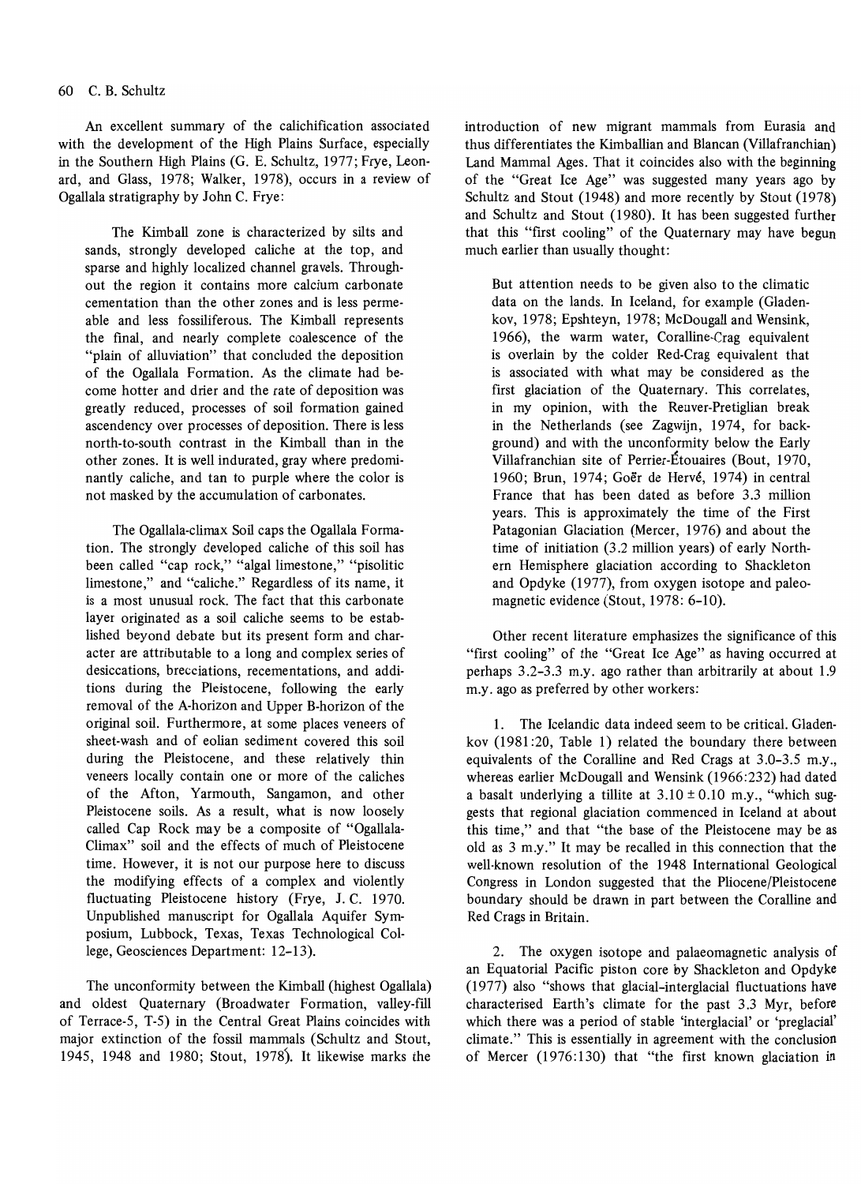An excellent summary of the calichification associated with the development of the High Plains Surface, especially in the Southern High Plains (G. E. Schultz, 1977; Frye, Leonard, and Glass, 1978; Walker, 1978), occurs in a review of Ogallala stratigraphy by John C. Frye:

> The Kimball zone is characterized by silts and sands, strongly developed caliche at the top, and sparse and highly localized channel gravels. Throughout the region it contains more calcium carbonate cementation than the other zones and is less permeable and less fossiliferous. The Kimball represents the final, and nearly complete coalescence of the "plain of alluviation" that concluded the deposition of the Ogallala Formation. As the climate had become hotter and drier and the rate of deposition was greatly reduced, processes of soil formation gained ascendency over processes of deposition. There is less north-to-south contrast in the Kimball than in the other zones. It is well indurated, gray where predominantly caliche, and tan to purple where the color is not masked by the accumulation of carbonates.
>
> The Ogallala-climax Soil caps the Ogallala Formation. The strongly developed caliche of this soil has been called "cap rock," "algal limestone," "pisolitic limestone," and "caliche." Regardless of its name, it is a most unusual rock. The fact that this carbonate layer originated as a soil caliche seems to be established beyond debate but its present form and character are attributable to a long and complex series of desiccations, brecciations, recementations, and additions during the Pleistocene, following the early removal of the A-horizon and Upper B-horizon of the original soil. Furthermore, at some places veneers of sheet-wash and of eolian sediment covered this soil during the Pleistocene, and these relatively thin veneers locally contain one or more of the caliches of the Afton, Yarmouth, Sangamon, and other Pleistocene soils. As a result, what is now loosely called Cap Rock may be a composite of "Ogallala-Climax" soil and the effects of much of Pleistocene time. However, it is not our purpose here to discuss the modifying effects of a complex and violently fluctuating Pleistocene history (Frye, J. C. 1970. Unpublished manuscript for Ogallala Aquifer Symposium, Lubbock, Texas, Texas Technological College, Geosciences Department: 12–13).

The unconformity between the Kimball (highest Ogallala) and oldest Quaternary (Broadwater Formation, valley-fill of Terrace-5, T-5) in the Central Great Plains coincides with major extinction of the fossil mammals (Schultz and Stout, 1945, 1948 and 1980; Stout, 1978). It likewise marks the introduction of new migrant mammals from Eurasia and thus differentiates the Kimballian and Blancan (Villafranchian) Land Mammal Ages. That it coincides also with the beginning of the "Great Ice Age" was suggested many years ago by Schultz and Stout (1948) and more recently by Stout (1978) and Schultz and Stout (1980). It has been suggested further that this "first cooling" of the Quaternary may have begun much earlier than usually thought:

> But attention needs to be given also to the climatic data on the lands. In Iceland, for example (Gladenkov, 1978; Epshteyn, 1978; McDougall and Wensink, 1966), the warm water, Coralline-Crag equivalent is overlain by the colder Red-Crag equivalent that is associated with what may be considered as the first glaciation of the Quaternary. This correlates, in my opinion, with the Reuver-Pretiglian break in the Netherlands (see Zagwijn, 1974, for background) and with the unconformity below the Early Villafranchian site of Perrier-Étouaires (Bout, 1970, 1960; Brun, 1974; Goër de Hervé, 1974) in central France that has been dated as before 3.3 million years. This is approximately the time of the First Patagonian Glaciation (Mercer, 1976) and about the time of initiation (3.2 million years) of early Northern Hemisphere glaciation according to Shackleton and Opdyke (1977), from oxygen isotope and paleomagnetic evidence (Stout, 1978: 6–10).

Other recent literature emphasizes the significance of this "first cooling" of the "Great Ice Age" as having occurred at perhaps 3.2–3.3 m.y. ago rather than arbitrarily at about 1.9 m.y. ago as preferred by other workers:

1. The Icelandic data indeed seem to be critical. Gladenkov (1981:20, Table 1) related the boundary there between equivalents of the Coralline and Red Crags at 3.0–3.5 m.y., whereas earlier McDougall and Wensink (1966:232) had dated a basalt underlying a tillite at $3.10 \pm 0.10$ m.y., "which suggests that regional glaciation commenced in Iceland at about this time," and that "the base of the Pleistocene may be as old as 3 m.y." It may be recalled in this connection that the well-known resolution of the 1948 International Geological Congress in London suggested that the Pliocene/Pleistocene boundary should be drawn in part between the Coralline and Red Crags in Britain.

2. The oxygen isotope and palaeomagnetic analysis of an Equatorial Pacific piston core by Shackleton and Opdyke (1977) also "shows that glacial-interglacial fluctuations have characterised Earth's climate for the past 3.3 Myr, before which there was a period of stable 'interglacial' or 'preglacial' climate." This is essentially in agreement with the conclusion of Mercer (1976:130) that "the first known glaciation in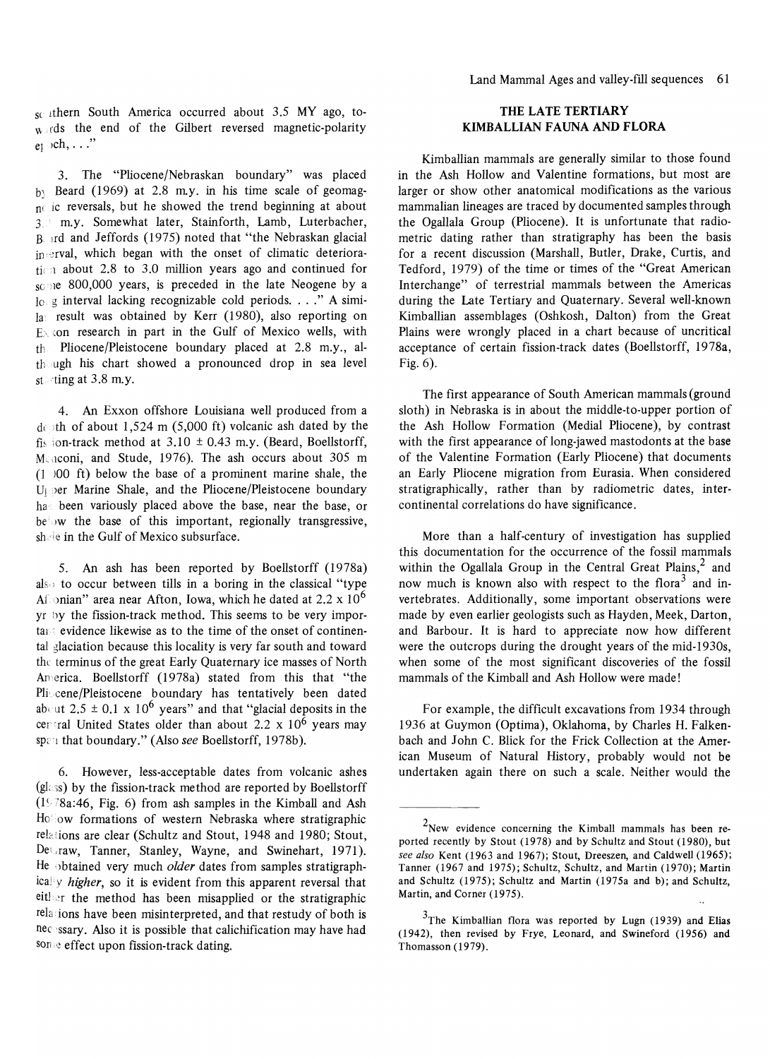southern South America occurred about 3.5 MY ago, towards the end of the Gilbert reversed magnetic-polarity epoch, . . ."

3. The "Pliocene/Nebraskan boundary" was placed by Beard (1969) at 2.8 m.y. in his time scale of geomagnetic reversals, but he showed the trend beginning at about 3.3 m.y. Somewhat later, Stainforth, Lamb, Luterbacher, Beard and Jeffords (1975) noted that "the Nebraskan glacial interval, which began with the onset of climatic deterioration about 2.8 to 3.0 million years ago and continued for some 800,000 years, is preceded in the late Neogene by a long interval lacking recognizable cold periods. . . ." A similar result was obtained by Kerr (1980), also reporting on Exxon research in part in the Gulf of Mexico wells, with the Pliocene/Pleistocene boundary placed at 2.8 m.y., although his chart showed a pronounced drop in sea level starting at 3.8 m.y.

4. An Exxon offshore Louisiana well produced from a depth of about 1,524 m (5,000 ft) volcanic ash dated by the fission-track method at 3.10 ± 0.43 m.y. (Beard, Boellstorff, Menconi, and Stude, 1976). The ash occurs about 305 m (1,000 ft) below the base of a prominent marine shale, the Upper Marine Shale, and the Pliocene/Pleistocene boundary has been variously placed above the base, near the base, or below the base of this important, regionally transgressive, shale in the Gulf of Mexico subsurface.

5. An ash has been reported by Boellstorff (1978a) also to occur between tills in a boring in the classical "type Aftonian" area near Afton, Iowa, which he dated at $2.2 \times 10^6$ yr by the fission-track method. This seems to be very important evidence likewise as to the time of the onset of continental glaciation because this locality is very far south and toward the terminus of the great Early Quaternary ice masses of North America. Boellstorff (1978a) stated from this that "the Pliocene/Pleistocene boundary has tentatively been dated about $2.5 \pm 0.1 \times 10^6$ years" and that "glacial deposits in the central United States older than about $2.2 \times 10^6$ years may span that boundary." (Also *see* Boellstorff, 1978b).

6. However, less-acceptable dates from volcanic ashes (glass) by the fission-track method are reported by Boellstorff (1978a:46, Fig. 6) from ash samples in the Kimball and Ash Hollow formations of western Nebraska where stratigraphic relations are clear (Schultz and Stout, 1948 and 1980; Stout, DeGraw, Tanner, Stanley, Wayne, and Swinehart, 1971). He obtained very much *older* dates from samples stratigraphically *higher*, so it is evident from this apparent reversal that either the method has been misapplied or the stratigraphic relations have been misinterpreted, and that restudy of both is necessary. Also it is possible that calichification may have had some effect upon fission-track dating.

## THE LATE TERTIARY KIMBALLIAN FAUNA AND FLORA

Kimballian mammals are generally similar to those found in the Ash Hollow and Valentine formations, but most are larger or show other anatomical modifications as the various mammalian lineages are traced by documented samples through the Ogallala Group (Pliocene). It is unfortunate that radiometric dating rather than stratigraphy has been the basis for a recent discussion (Marshall, Butler, Drake, Curtis, and Tedford, 1979) of the time or times of the "Great American Interchange" of terrestrial mammals between the Americas during the Late Tertiary and Quaternary. Several well-known Kimballian assemblages (Oshkosh, Dalton) from the Great Plains were wrongly placed in a chart because of uncritical acceptance of certain fission-track dates (Boellstorff, 1978a, Fig. 6).

The first appearance of South American mammals (ground sloth) in Nebraska is in about the middle-to-upper portion of the Ash Hollow Formation (Medial Pliocene), by contrast with the first appearance of long-jawed mastodonts at the base of the Valentine Formation (Early Pliocene) that documents an Early Pliocene migration from Eurasia. When considered stratigraphically, rather than by radiometric dates, intercontinental correlations do have significance.

More than a half-century of investigation has supplied this documentation for the occurrence of the fossil mammals within the Ogallala Group in the Central Great Plains,[2] and now much is known also with respect to the flora[3] and invertebrates. Additionally, some important observations were made by even earlier geologists such as Hayden, Meek, Darton, and Barbour. It is hard to appreciate now how different were the outcrops during the drought years of the mid-1930s, when some of the most significant discoveries of the fossil mammals of the Kimball and Ash Hollow were made!

For example, the difficult excavations from 1934 through 1936 at Guymon (Optima), Oklahoma, by Charles H. Falkenbach and John C. Blick for the Frick Collection at the American Museum of Natural History, probably would not be undertaken again there on such a scale. Neither would the

---

[2] New evidence concerning the Kimball mammals has been reported recently by Stout (1978) and by Schultz and Stout (1980), but *see also* Kent (1963 and 1967); Stout, Dreeszen, and Caldwell (1965); Tanner (1967 and 1975); Schultz, Schultz, and Martin (1970); Martin and Schultz (1975); Schultz and Martin (1975a and b); and Schultz, Martin, and Corner (1975).

[3] The Kimballian flora was reported by Lugn (1939) and Elias (1942), then revised by Frye, Leonard, and Swineford (1956) and Thomasson (1979).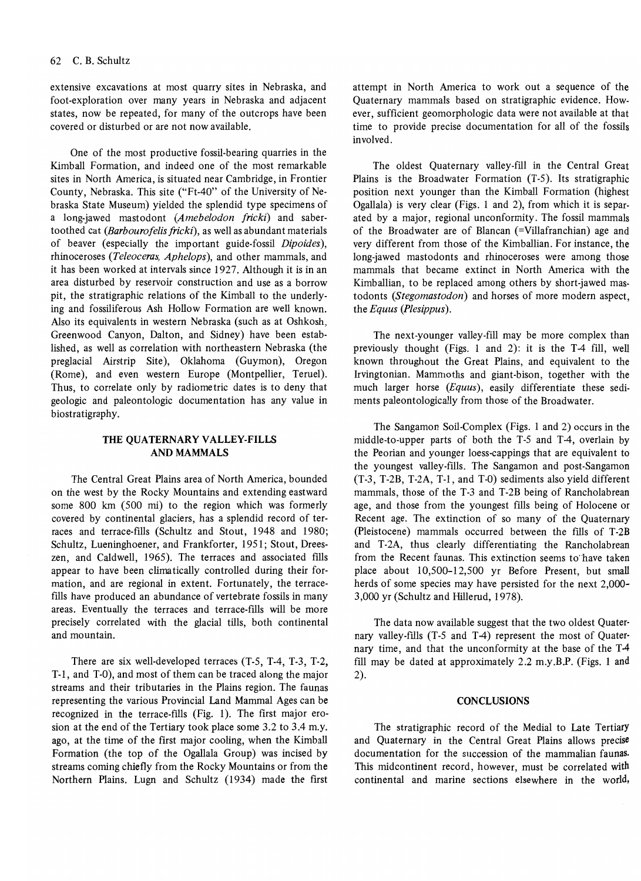extensive excavations at most quarry sites in Nebraska, and foot-exploration over many years in Nebraska and adjacent states, now be repeated, for many of the outcrops have been covered or disturbed or are not now available.

One of the most productive fossil-bearing quarries in the Kimball Formation, and indeed one of the most remarkable sites in North America, is situated near Cambridge, in Frontier County, Nebraska. This site ("Ft-40" of the University of Nebraska State Museum) yielded the splendid type specimens of a long-jawed mastodont (*Amebelodon fricki*) and saber-toothed cat (*Barbourofelis fricki*), as well as abundant materials of beaver (especially the important guide-fossil *Dipoides*), rhinoceroses (*Teleoceras, Aphelops*), and other mammals, and it has been worked at intervals since 1927. Although it is in an area disturbed by reservoir construction and use as a borrow pit, the stratigraphic relations of the Kimball to the underlying and fossiliferous Ash Hollow Formation are well known. Also its equivalents in western Nebraska (such as at Oshkosh, Greenwood Canyon, Dalton, and Sidney) have been established, as well as correlation with northeastern Nebraska (the preglacial Airstrip Site), Oklahoma (Guymon), Oregon (Rome), and even western Europe (Montpellier, Teruel). Thus, to correlate only by radiometric dates is to deny that geologic and paleontologic documentation has any value in biostratigraphy.

## THE QUATERNARY VALLEY-FILLS AND MAMMALS

The Central Great Plains area of North America, bounded on the west by the Rocky Mountains and extending eastward some 800 km (500 mi) to the region which was formerly covered by continental glaciers, has a splendid record of terraces and terrace-fills (Schultz and Stout, 1948 and 1980; Schultz, Lueninghoener, and Frankforter, 1951; Stout, Dreeszen, and Caldwell, 1965). The terraces and associated fills appear to have been climatically controlled during their formation, and are regional in extent. Fortunately, the terrace-fills have produced an abundance of vertebrate fossils in many areas. Eventually the terraces and terrace-fills will be more precisely correlated with the glacial tills, both continental and mountain.

There are six well-developed terraces (T-5, T-4, T-3, T-2, T-1, and T-0), and most of them can be traced along the major streams and their tributaries in the Plains region. The faunas representing the various Provincial Land Mammal Ages can be recognized in the terrace-fills (Fig. 1). The first major erosion at the end of the Tertiary took place some 3.2 to 3.4 m.y. ago, at the time of the first major cooling, when the Kimball Formation (the top of the Ogallala Group) was incised by streams coming chiefly from the Rocky Mountains or from the Northern Plains. Lugn and Schultz (1934) made the first attempt in North America to work out a sequence of the Quaternary mammals based on stratigraphic evidence. However, sufficient geomorphologic data were not available at that time to provide precise documentation for all of the fossils involved.

The oldest Quaternary valley-fill in the Central Great Plains is the Broadwater Formation (T-5). Its stratigraphic position next younger than the Kimball Formation (highest Ogallala) is very clear (Figs. 1 and 2), from which it is separated by a major, regional unconformity. The fossil mammals of the Broadwater are of Blancan (=Villafranchian) age and very different from those of the Kimballian. For instance, the long-jawed mastodonts and rhinoceroses were among those mammals that became extinct in North America with the Kimballian, to be replaced among others by short-jawed mastodonts (*Stegomastodon*) and horses of more modern aspect, the *Equus* (*Plesippus*).

The next-younger valley-fill may be more complex than previously thought (Figs. 1 and 2): it is the T-4 fill, well known throughout the Great Plains, and equivalent to the Irvingtonian. Mammoths and giant-bison, together with the much larger horse (*Equus*), easily differentiate these sediments paleontologically from those of the Broadwater.

The Sangamon Soil-Complex (Figs. 1 and 2) occurs in the middle-to-upper parts of both the T-5 and T-4, overlain by the Peorian and younger loess-cappings that are equivalent to the youngest valley-fills. The Sangamon and post-Sangamon (T-3, T-2B, T-2A, T-1, and T-0) sediments also yield different mammals, those of the T-3 and T-2B being of Rancholabrean age, and those from the youngest fills being of Holocene or Recent age. The extinction of so many of the Quaternary (Pleistocene) mammals occurred between the fills of T-2B and T-2A, thus clearly differentiating the Rancholabrean from the Recent faunas. This extinction seems to have taken place about 10,500–12,500 yr Before Present, but small herds of some species may have persisted for the next 2,000–3,000 yr (Schultz and Hillerud, 1978).

The data now available suggest that the two oldest Quaternary valley-fills (T-5 and T-4) represent the most of Quaternary time, and that the unconformity at the base of the T-4 fill may be dated at approximately 2.2 m.y.B.P. (Figs. 1 and 2).

## CONCLUSIONS

The stratigraphic record of the Medial to Late Tertiary and Quaternary in the Central Great Plains allows precise documentation for the succession of the mammalian faunas. This midcontinent record, however, must be correlated with continental and marine sections elsewhere in the world,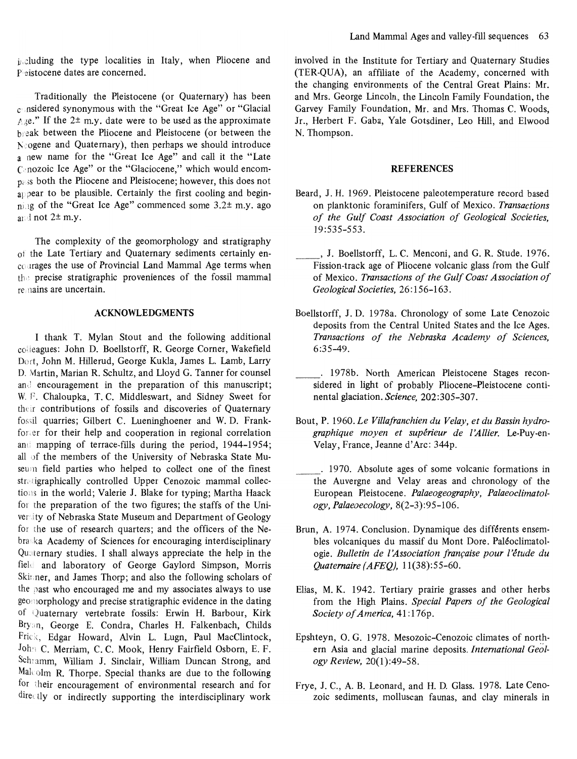including the type localities in Italy, when Pliocene and Pleistocene dates are concerned.

Traditionally the Pleistocene (or Quaternary) has been considered synonymous with the "Great Ice Age" or "Glacial Age." If the 2± m.y. date were to be used as the approximate break between the Pliocene and Pleistocene (or between the Neogene and Quaternary), then perhaps we should introduce a new name for the "Great Ice Age" and call it the "Late Cenozoic Ice Age" or the "Glaciocene," which would encompass both the Pliocene and Pleistocene; however, this does not appear to be plausible. Certainly the first cooling and beginning of the "Great Ice Age" commenced some 3.2± m.y. ago and not 2± m.y.

The complexity of the geomorphology and stratigraphy of the Late Tertiary and Quaternary sediments certainly encourages the use of Provincial Land Mammal Age terms when the precise stratigraphic proveniences of the fossil mammal remains are uncertain.

## ACKNOWLEDGMENTS

I thank T. Mylan Stout and the following additional colleagues: John D. Boellstorff, R. George Corner, Wakefield Dort, John M. Hillerud, George Kukla, James L. Lamb, Larry D. Martin, Marian R. Schultz, and Lloyd G. Tanner for counsel and encouragement in the preparation of this manuscript; W. F. Chaloupka, T. C. Middleswart, and Sidney Sweet for their contributions of fossils and discoveries of Quaternary fossil quarries; Gilbert C. Lueninghoener and W. D. Frankforter for their help and cooperation in regional correlation and mapping of terrace-fills during the period, 1944–1954; all of the members of the University of Nebraska State Museum field parties who helped to collect one of the finest stratigraphically controlled Upper Cenozoic mammal collections in the world; Valerie J. Blake for typing; Martha Haack for the preparation of the two figures; the staffs of the University of Nebraska State Museum and Department of Geology for the use of research quarters; and the officers of the Nebraska Academy of Sciences for encouraging interdisciplinary Quaternary studies. I shall always appreciate the help in the field and laboratory of George Gaylord Simpson, Morris Skinner, and James Thorp; and also the following scholars of the past who encouraged me and my associates always to use geomorphology and precise stratigraphic evidence in the dating of Quaternary vertebrate fossils: Erwin H. Barbour, Kirk Bryan, George E. Condra, Charles H. Falkenbach, Childs Frick, Edgar Howard, Alvin L. Lugn, Paul MacClintock, John C. Merriam, C. C. Mook, Henry Fairfield Osborn, E. F. Schramm, William J. Sinclair, William Duncan Strong, and Malcolm R. Thorpe. Special thanks are due to the following for their encouragement of environmental research and for directly or indirectly supporting the interdisciplinary work involved in the Institute for Tertiary and Quaternary Studies (TER-QUA), an affiliate of the Academy, concerned with the changing environments of the Central Great Plains: Mr. and Mrs. George Lincoln, the Lincoln Family Foundation, the Garvey Family Foundation, Mr. and Mrs. Thomas C. Woods, Jr., Herbert F. Gaba, Yale Gotsdiner, Leo Hill, and Elwood N. Thompson.

## REFERENCES

Beard, J. H. 1969. Pleistocene paleotemperature record based on planktonic foraminifers, Gulf of Mexico. *Transactions of the Gulf Coast Association of Geological Societies*, 19:535–553.

_____, J. Boellstorff, L. C. Menconi, and G. R. Stude. 1976. Fission-track age of Pliocene volcanic glass from the Gulf of Mexico. *Transactions of the Gulf Coast Association of Geological Societies*, 26:156–163.

Boellstorff, J. D. 1978a. Chronology of some Late Cenozoic deposits from the Central United States and the Ice Ages. *Transactions of the Nebraska Academy of Sciences*, 6:35–49.

_____. 1978b. North American Pleistocene Stages reconsidered in light of probably Pliocene–Pleistocene continental glaciation. *Science*, 202:305–307.

Bout, P. 1960. *Le Villafranchien du Velay, et du Bassin hydrographique moyen et supérieur de l'Allier.* Le-Puy-en-Velay, France, Jeanne d'Arc: 344p.

_____. 1970. Absolute ages of some volcanic formations in the Auvergne and Velay areas and chronology of the European Pleistocene. *Palaeogeography, Palaeoclimatology, Palaeoecology*, 8(2-3):95–106.

Brun, A. 1974. Conclusion. Dynamique des différents ensembles volcaniques du massif du Mont Dore. Paléoclimatologie. *Bulletin de l'Association française pour l'étude du Quaternaire (AFEQ)*, 11(38):55–60.

Elias, M. K. 1942. Tertiary prairie grasses and other herbs from the High Plains. *Special Papers of the Geological Society of America*, 41:176p.

Epshteyn, O. G. 1978. Mesozoic-Cenozoic climates of northern Asia and glacial marine deposits. *International Geology Review*, 20(1):49–58.

Frye, J. C., A. B. Leonard, and H. D. Glass. 1978. Late Cenozoic sediments, molluscan faunas, and clay minerals in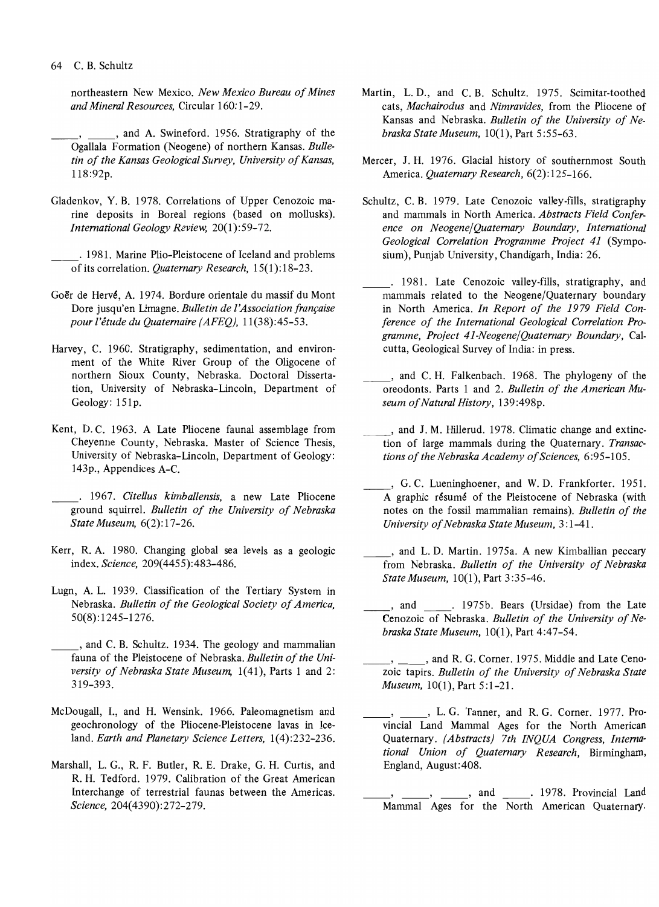northeastern New Mexico. *New Mexico Bureau of Mines and Mineral Resources,* Circular 160:1-29.

_____, _____, and A. Swineford. 1956. Stratigraphy of the Ogallala Formation (Neogene) of northern Kansas. *Bulletin of the Kansas Geological Survey, University of Kansas,* 118:92p.

Gladenkov, Y. B. 1978. Correlations of Upper Cenozoic marine deposits in Boreal regions (based on mollusks). *International Geology Review,* 20(1):59-72.

_____. 1981. Marine Plio-Pleistocene of Iceland and problems of its correlation. *Quaternary Research,* 15(1):18-23.

Goër de Hervé, A. 1974. Bordure orientale du massif du Mont Dore jusqu'en Limagne. *Bulletin de l'Association française pour l'étude du Quaternaire (AFEQ),* 11(38):45-53.

Harvey, C. 1960. Stratigraphy, sedimentation, and environment of the White River Group of the Oligocene of northern Sioux County, Nebraska. Doctoral Dissertation, University of Nebraska-Lincoln, Department of Geology: 151p.

Kent, D. C. 1963. A Late Pliocene faunal assemblage from Cheyenne County, Nebraska. Master of Science Thesis, University of Nebraska-Lincoln, Department of Geology: 143p., Appendices A-C.

_____. 1967. *Citellus kimballensis,* a new Late Pliocene ground squirrel. *Bulletin of the University of Nebraska State Museum,* 6(2):17-26.

Kerr, R. A. 1980. Changing global sea levels as a geologic index. *Science,* 209(4455):483-486.

Lugn, A. L. 1939. Classification of the Tertiary System in Nebraska. *Bulletin of the Geological Society of America,* 50(8):1245-1276.

_____, and C. B. Schultz. 1934. The geology and mammalian fauna of the Pleistocene of Nebraska. *Bulletin of the University of Nebraska State Museum,* 1(41), Parts 1 and 2: 319-393.

McDougall, I., and H. Wensink. 1966. Paleomagnetism and geochronology of the Pliocene-Pleistocene lavas in Iceland. *Earth and Planetary Science Letters,* 1(4):232-236.

Marshall, L. G., R. F. Butler, R. E. Drake, G. H. Curtis, and R. H. Tedford. 1979. Calibration of the Great American Interchange of terrestrial faunas between the Americas. *Science,* 204(4390):272-279.

Martin, L. D., and C. B. Schultz. 1975. Scimitar-toothed cats, *Machairodus* and *Nimravides,* from the Pliocene of Kansas and Nebraska. *Bulletin of the University of Nebraska State Museum,* 10(1), Part 5:55-63.

Mercer, J. H. 1976. Glacial history of southernmost South America. *Quaternary Research,* 6(2):125-166.

Schultz, C. B. 1979. Late Cenozoic valley-fills, stratigraphy and mammals in North America. *Abstracts Field Conference on Neogene/Quaternary Boundary, International Geological Correlation Programme Project 41* (Symposium), Punjab University, Chandigarh, India: 26.

_____. 1981. Late Cenozoic valley-fills, stratigraphy, and mammals related to the Neogene/Quaternary boundary in North America. *In Report of the 1979 Field Conference of the International Geological Correlation Programme, Project 41-Neogene/Quaternary Boundary,* Calcutta, Geological Survey of India: in press.

_____, and C. H. Falkenbach. 1968. The phylogeny of the oreodonts. Parts 1 and 2. *Bulletin of the American Museum of Natural History,* 139:498p.

_____, and J. M. Hillerud. 1978. Climatic change and extinction of large mammals during the Quaternary. *Transactions of the Nebraska Academy of Sciences,* 6:95-105.

_____, G. C. Lueninghoener, and W. D. Frankforter. 1951. A graphic résumé of the Pleistocene of Nebraska (with notes on the fossil mammalian remains). *Bulletin of the University of Nebraska State Museum,* 3:1-41.

_____, and L. D. Martin. 1975a. A new Kimballian peccary from Nebraska. *Bulletin of the University of Nebraska State Museum,* 10(1), Part 3:35-46.

_____, and _____. 1975b. Bears (Ursidae) from the Late Cenozoic of Nebraska. *Bulletin of the University of Nebraska State Museum,* 10(1), Part 4:47-54.

_____, _____, and R. G. Corner. 1975. Middle and Late Cenozoic tapirs. *Bulletin of the University of Nebraska State Museum,* 10(1), Part 5:1-21.

_____, _____, L. G. Tanner, and R. G. Corner. 1977. Provincial Land Mammal Ages for the North American Quaternary. *(Abstracts) 7th INQUA Congress, International Union of Quaternary Research,* Birmingham, England, August:408.

_____, _____, _____, and _____. 1978. Provincial Land Mammal Ages for the North American Quaternary.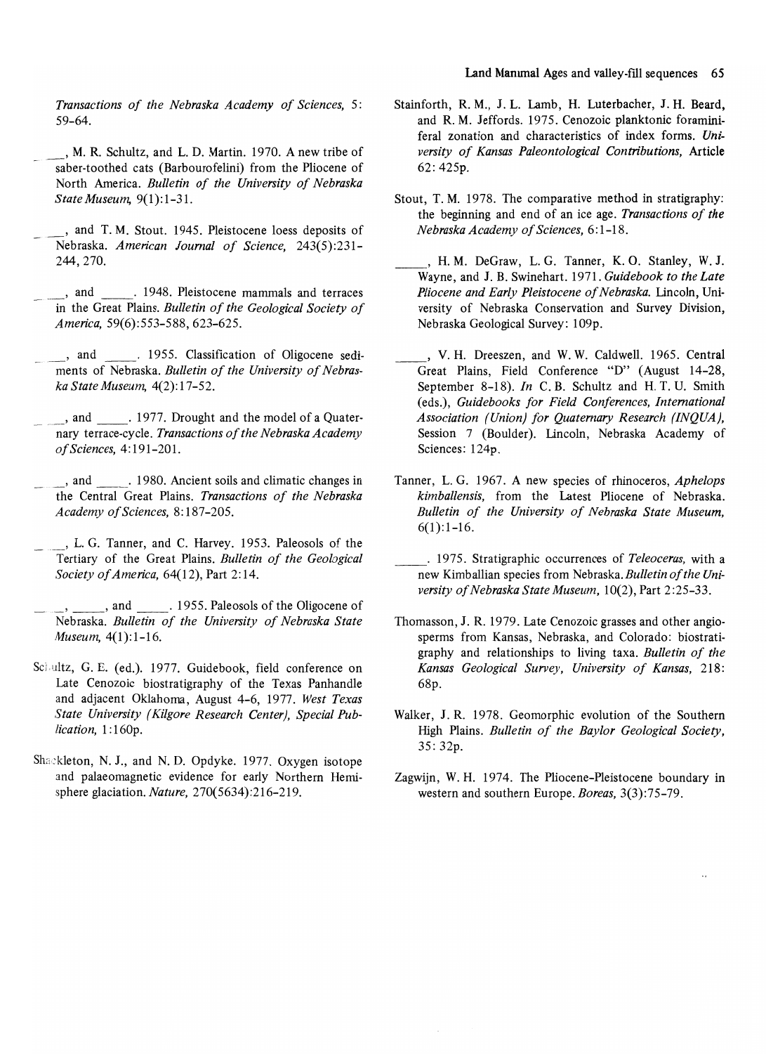*Transactions of the Nebraska Academy of Sciences,* 5: 59-64.

___, M. R. Schultz, and L. D. Martin. 1970. A new tribe of saber-toothed cats (Barbourofelini) from the Pliocene of North America. *Bulletin of the University of Nebraska State Museum,* 9(1):1-31.

___, and T. M. Stout. 1945. Pleistocene loess deposits of Nebraska. *American Journal of Science,* 243(5):231-244, 270.

___, and _____. 1948. Pleistocene mammals and terraces in the Great Plains. *Bulletin of the Geological Society of America,* 59(6):553-588, 623-625.

___, and _____. 1955. Classification of Oligocene sediments of Nebraska. *Bulletin of the University of Nebraska State Museum,* 4(2):17-52.

___, and _____. 1977. Drought and the model of a Quaternary terrace-cycle. *Transactions of the Nebraska Academy of Sciences,* 4:191-201.

___, and _____. 1980. Ancient soils and climatic changes in the Central Great Plains. *Transactions of the Nebraska Academy of Sciences,* 8:187-205.

___, L. G. Tanner, and C. Harvey. 1953. Paleosols of the Tertiary of the Great Plains. *Bulletin of the Geological Society of America,* 64(12), Part 2:14.

___, _____, and _____. 1955. Paleosols of the Oligocene of Nebraska. *Bulletin of the University of Nebraska State Museum,* 4(1):1-16.

Schultz, G. E. (ed.). 1977. Guidebook, field conference on Late Cenozoic biostratigraphy of the Texas Panhandle and adjacent Oklahoma, August 4-6, 1977. *West Texas State University (Kilgore Research Center), Special Publication,* 1:160p.

Shackleton, N. J., and N. D. Opdyke. 1977. Oxygen isotope and palaeomagnetic evidence for early Northern Hemisphere glaciation. *Nature,* 270(5634):216-219.

Stainforth, R. M., J. L. Lamb, H. Luterbacher, J. H. Beard, and R. M. Jeffords. 1975. Cenozoic planktonic foraminiferal zonation and characteristics of index forms. *University of Kansas Paleontological Contributions,* Article 62: 425p.

Stout, T. M. 1978. The comparative method in stratigraphy: the beginning and end of an ice age. *Transactions of the Nebraska Academy of Sciences,* 6:1-18.

_____, H. M. DeGraw, L. G. Tanner, K. O. Stanley, W. J. Wayne, and J. B. Swinehart. 1971. *Guidebook to the Late Pliocene and Early Pleistocene of Nebraska.* Lincoln, University of Nebraska Conservation and Survey Division, Nebraska Geological Survey: 109p.

_____, V. H. Dreeszen, and W. W. Caldwell. 1965. Central Great Plains, Field Conference "D" (August 14-28, September 8-18). *In* C. B. Schultz and H. T. U. Smith (eds.), *Guidebooks for Field Conferences, International Association (Union) for Quaternary Research (INQUA),* Session 7 (Boulder). Lincoln, Nebraska Academy of Sciences: 124p.

Tanner, L. G. 1967. A new species of rhinoceros, *Aphelops kimballensis,* from the Latest Pliocene of Nebraska. *Bulletin of the University of Nebraska State Museum,* 6(1):1-16.

_____. 1975. Stratigraphic occurrences of *Teleoceras,* with a new Kimballian species from Nebraska. *Bulletin of the University of Nebraska State Museum,* 10(2), Part 2:25-33.

Thomasson, J. R. 1979. Late Cenozoic grasses and other angiosperms from Kansas, Nebraska, and Colorado: biostratigraphy and relationships to living taxa. *Bulletin of the Kansas Geological Survey, University of Kansas,* 218: 68p.

Walker, J. R. 1978. Geomorphic evolution of the Southern High Plains. *Bulletin of the Baylor Geological Society,* 35: 32p.

Zagwijn, W. H. 1974. The Pliocene-Pleistocene boundary in western and southern Europe. *Boreas,* 3(3):75-79.